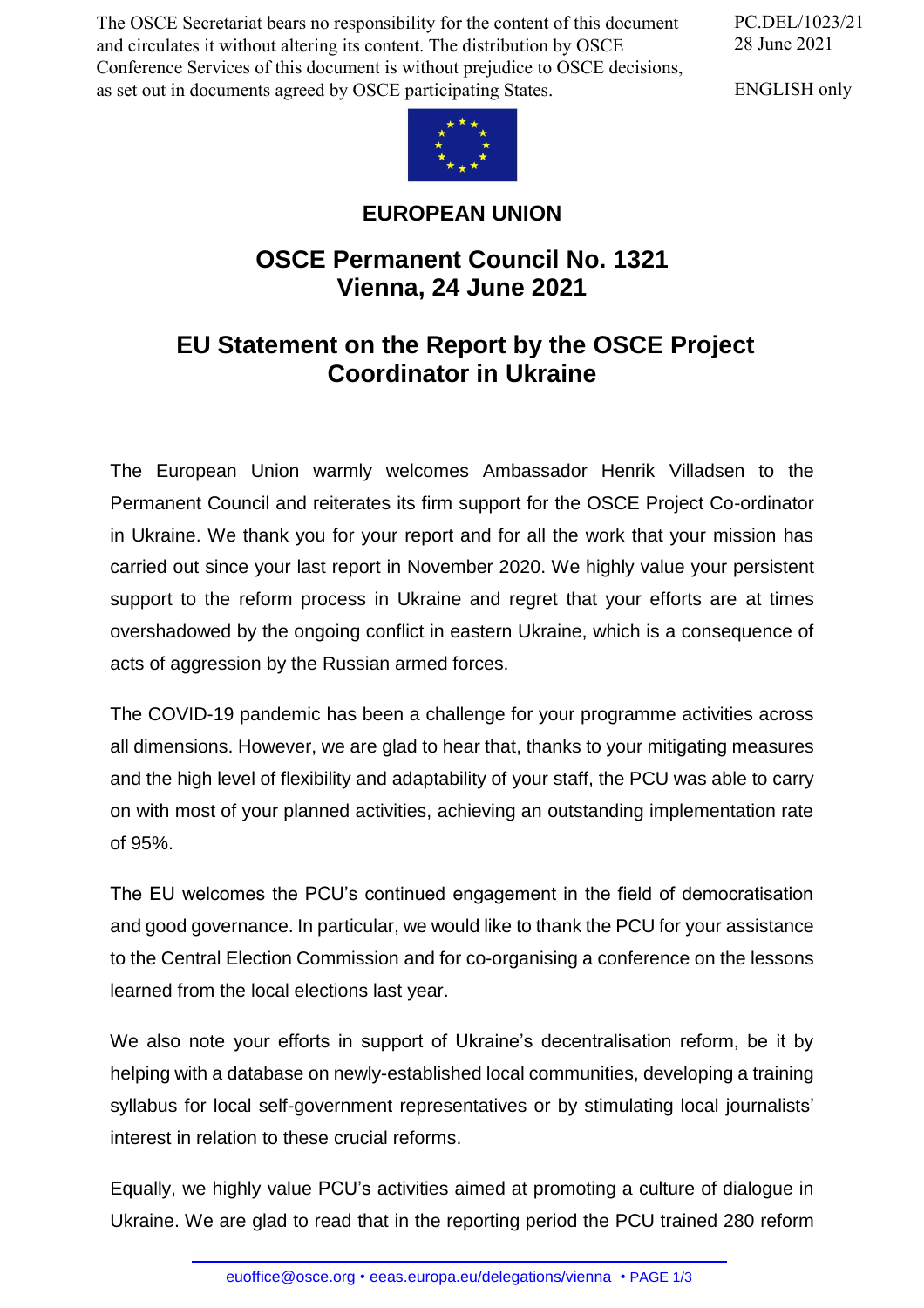The OSCE Secretariat bears no responsibility for the content of this document and circulates it without altering its content. The distribution by OSCE Conference Services of this document is without prejudice to OSCE decisions, as set out in documents agreed by OSCE participating States.

PC.DEL/1023/21
28 June 2021

ENGLISH only

**EUROPEAN UNION**

## OSCE Permanent Council No. 1321
## Vienna, 24 June 2021

# EU Statement on the Report by the OSCE Project Coordinator in Ukraine

The European Union warmly welcomes Ambassador Henrik Villadsen to the Permanent Council and reiterates its firm support for the OSCE Project Co-ordinator in Ukraine. We thank you for your report and for all the work that your mission has carried out since your last report in November 2020. We highly value your persistent support to the reform process in Ukraine and regret that your efforts are at times overshadowed by the ongoing conflict in eastern Ukraine, which is a consequence of acts of aggression by the Russian armed forces.

The COVID-19 pandemic has been a challenge for your programme activities across all dimensions. However, we are glad to hear that, thanks to your mitigating measures and the high level of flexibility and adaptability of your staff, the PCU was able to carry on with most of your planned activities, achieving an outstanding implementation rate of 95%.

The EU welcomes the PCU's continued engagement in the field of democratisation and good governance. In particular, we would like to thank the PCU for your assistance to the Central Election Commission and for co-organising a conference on the lessons learned from the local elections last year.

We also note your efforts in support of Ukraine's decentralisation reform, be it by helping with a database on newly-established local communities, developing a training syllabus for local self-government representatives or by stimulating local journalists' interest in relation to these crucial reforms.

Equally, we highly value PCU's activities aimed at promoting a culture of dialogue in Ukraine. We are glad to read that in the reporting period the PCU trained 280 reform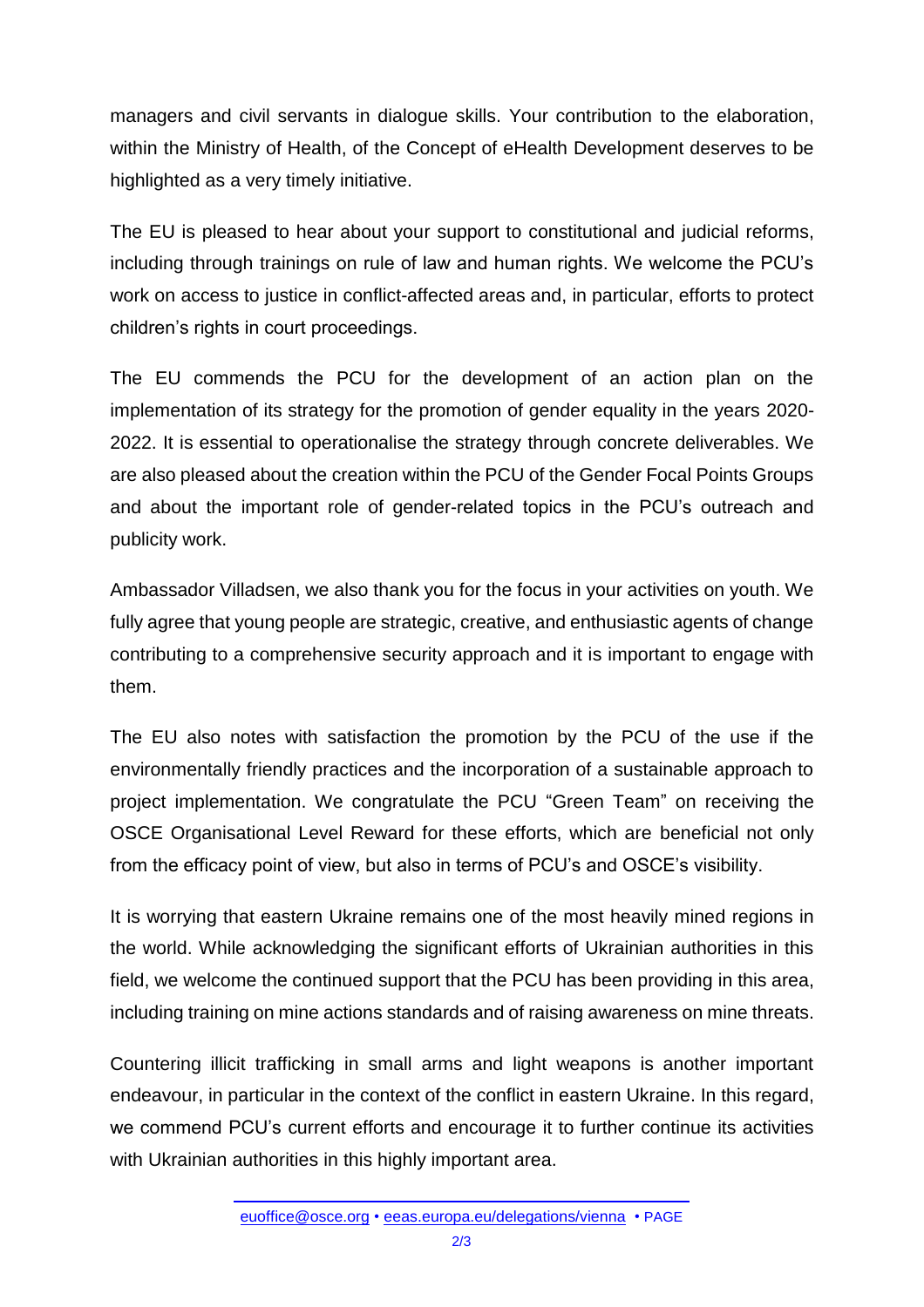managers and civil servants in dialogue skills. Your contribution to the elaboration, within the Ministry of Health, of the Concept of eHealth Development deserves to be highlighted as a very timely initiative.

The EU is pleased to hear about your support to constitutional and judicial reforms, including through trainings on rule of law and human rights. We welcome the PCU's work on access to justice in conflict-affected areas and, in particular, efforts to protect children's rights in court proceedings.

The EU commends the PCU for the development of an action plan on the implementation of its strategy for the promotion of gender equality in the years 2020-2022. It is essential to operationalise the strategy through concrete deliverables. We are also pleased about the creation within the PCU of the Gender Focal Points Groups and about the important role of gender-related topics in the PCU's outreach and publicity work.

Ambassador Villadsen, we also thank you for the focus in your activities on youth. We fully agree that young people are strategic, creative, and enthusiastic agents of change contributing to a comprehensive security approach and it is important to engage with them.

The EU also notes with satisfaction the promotion by the PCU of the use if the environmentally friendly practices and the incorporation of a sustainable approach to project implementation. We congratulate the PCU "Green Team" on receiving the OSCE Organisational Level Reward for these efforts, which are beneficial not only from the efficacy point of view, but also in terms of PCU's and OSCE's visibility.

It is worrying that eastern Ukraine remains one of the most heavily mined regions in the world. While acknowledging the significant efforts of Ukrainian authorities in this field, we welcome the continued support that the PCU has been providing in this area, including training on mine actions standards and of raising awareness on mine threats.

Countering illicit trafficking in small arms and light weapons is another important endeavour, in particular in the context of the conflict in eastern Ukraine. In this regard, we commend PCU's current efforts and encourage it to further continue its activities with Ukrainian authorities in this highly important area.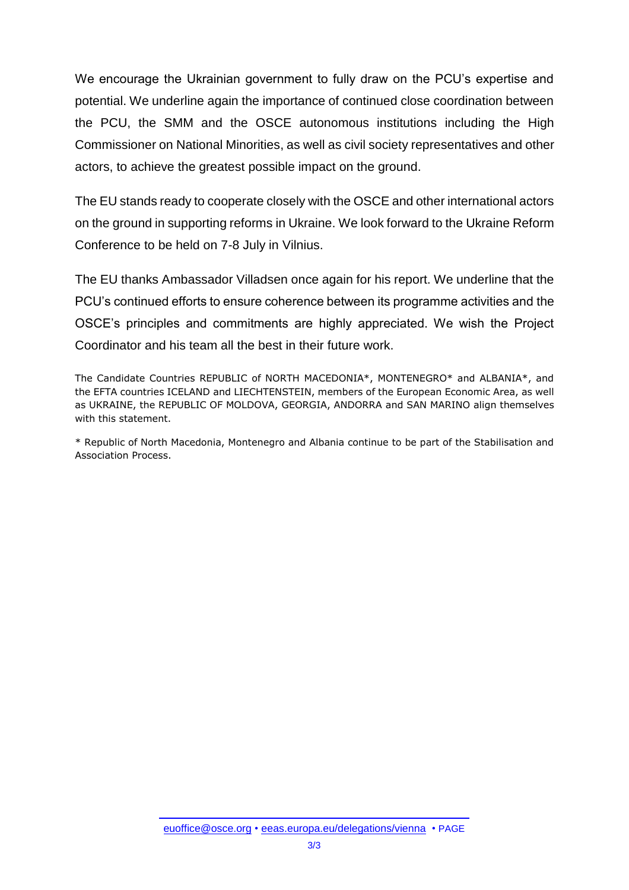We encourage the Ukrainian government to fully draw on the PCU's expertise and potential. We underline again the importance of continued close coordination between the PCU, the SMM and the OSCE autonomous institutions including the High Commissioner on National Minorities, as well as civil society representatives and other actors, to achieve the greatest possible impact on the ground.

The EU stands ready to cooperate closely with the OSCE and other international actors on the ground in supporting reforms in Ukraine. We look forward to the Ukraine Reform Conference to be held on 7-8 July in Vilnius.

The EU thanks Ambassador Villadsen once again for his report. We underline that the PCU's continued efforts to ensure coherence between its programme activities and the OSCE's principles and commitments are highly appreciated. We wish the Project Coordinator and his team all the best in their future work.

The Candidate Countries REPUBLIC of NORTH MACEDONIA*, MONTENEGRO* and ALBANIA*, and the EFTA countries ICELAND and LIECHTENSTEIN, members of the European Economic Area, as well as UKRAINE, the REPUBLIC OF MOLDOVA, GEORGIA, ANDORRA and SAN MARINO align themselves with this statement.

* Republic of North Macedonia, Montenegro and Albania continue to be part of the Stabilisation and Association Process.